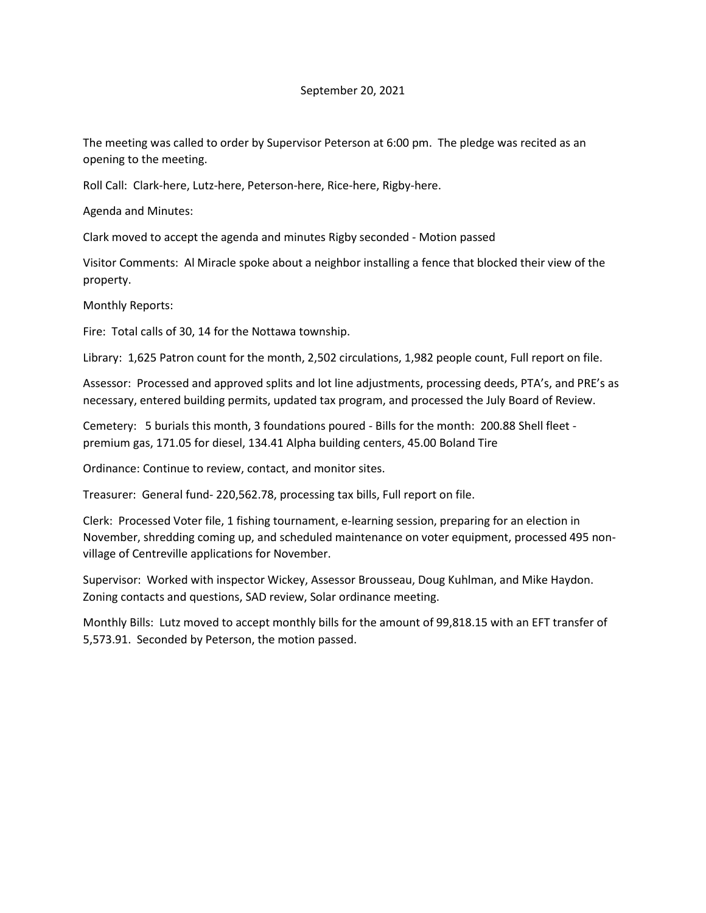September 20, 2021

The meeting was called to order by Supervisor Peterson at 6:00 pm. The pledge was recited as an opening to the meeting.

Roll Call: Clark-here, Lutz-here, Peterson-here, Rice-here, Rigby-here.

Agenda and Minutes:

Clark moved to accept the agenda and minutes Rigby seconded - Motion passed

Visitor Comments: Al Miracle spoke about a neighbor installing a fence that blocked their view of the property.

Monthly Reports:

Fire: Total calls of 30, 14 for the Nottawa township.

Library: 1,625 Patron count for the month, 2,502 circulations, 1,982 people count, Full report on file.

Assessor: Processed and approved splits and lot line adjustments, processing deeds, PTA's, and PRE's as necessary, entered building permits, updated tax program, and processed the July Board of Review.

Cemetery: 5 burials this month, 3 foundations poured - Bills for the month: 200.88 Shell fleet - premium gas, 171.05 for diesel, 134.41 Alpha building centers, 45.00 Boland Tire

Ordinance: Continue to review, contact, and monitor sites.

Treasurer: General fund- 220,562.78, processing tax bills, Full report on file.

Clerk: Processed Voter file, 1 fishing tournament, e-learning session, preparing for an election in November, shredding coming up, and scheduled maintenance on voter equipment, processed 495 non-village of Centreville applications for November.

Supervisor: Worked with inspector Wickey, Assessor Brousseau, Doug Kuhlman, and Mike Haydon. Zoning contacts and questions, SAD review, Solar ordinance meeting.

Monthly Bills: Lutz moved to accept monthly bills for the amount of 99,818.15 with an EFT transfer of 5,573.91. Seconded by Peterson, the motion passed.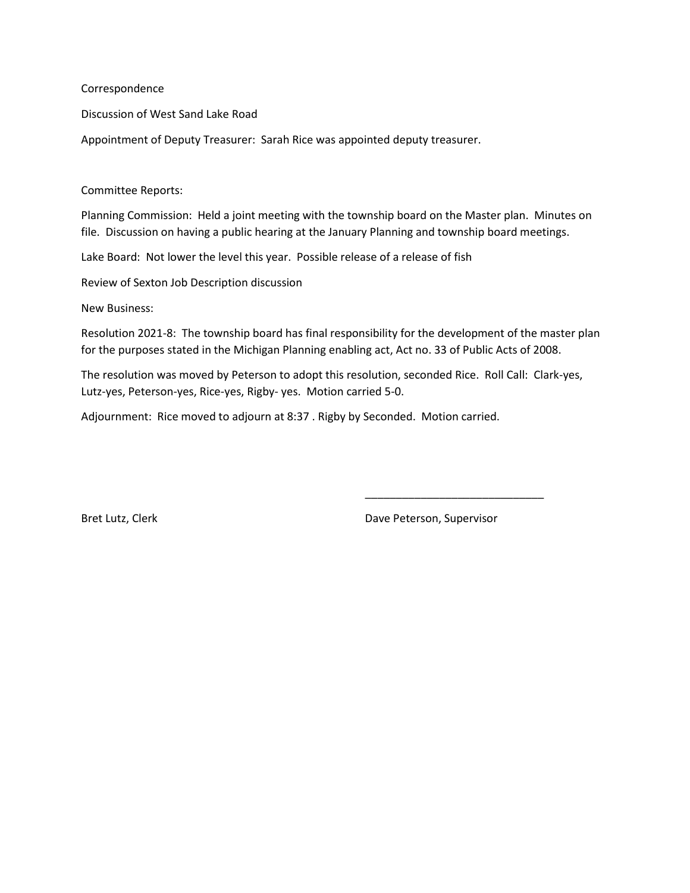Correspondence

Discussion of West Sand Lake Road

Appointment of Deputy Treasurer: Sarah Rice was appointed deputy treasurer.

Committee Reports:

Planning Commission: Held a joint meeting with the township board on the Master plan. Minutes on file. Discussion on having a public hearing at the January Planning and township board meetings.

Lake Board: Not lower the level this year. Possible release of a release of fish

Review of Sexton Job Description discussion

New Business:

Resolution 2021-8: The township board has final responsibility for the development of the master plan for the purposes stated in the Michigan Planning enabling act, Act no. 33 of Public Acts of 2008.

The resolution was moved by Peterson to adopt this resolution, seconded Rice. Roll Call: Clark-yes, Lutz-yes, Peterson-yes, Rice-yes, Rigby- yes. Motion carried 5-0.

Adjournment: Rice moved to adjourn at 8:37 . Rigby by Seconded. Motion carried.

\_\_\_\_\_\_\_\_\_\_\_\_\_\_\_\_\_\_\_\_\_\_\_\_\_\_\_\_\_\_

Bret Lutz, Clerk

Dave Peterson, Supervisor